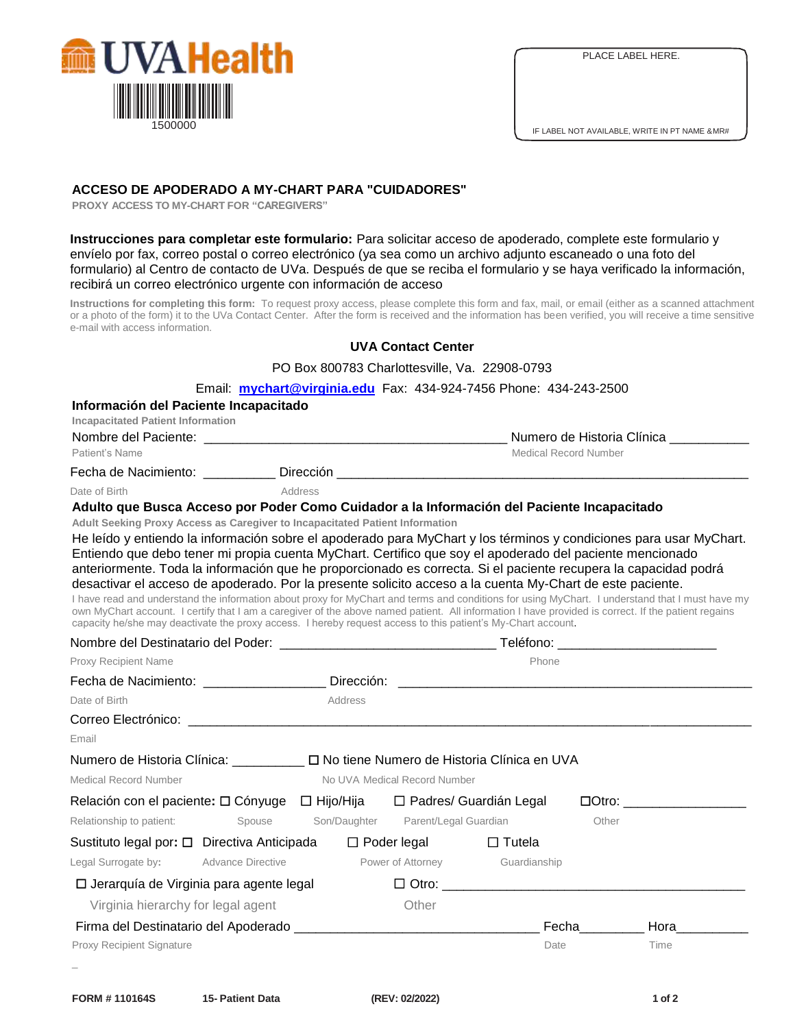UVAHealth

1500000

PLACE LABEL HERE.

IF LABEL NOT AVAILABLE, WRITE IN PT NAME &MR#

## ACCESO DE APODERADO A MY-CHART PARA "CUIDADORES"

PROXY ACCESS TO MY-CHART FOR "CAREGIVERS"

**Instrucciones para completar este formulario:** Para solicitar acceso de apoderado, complete este formulario y envíelo por fax, correo postal o correo electrónico (ya sea como un archivo adjunto escaneado o una foto del formulario) al Centro de contacto de UVa. Después de que se reciba el formulario y se haya verificado la información, recibirá un correo electrónico urgente con información de acceso

**Instructions for completing this form:** To request proxy access, please complete this form and fax, mail, or email (either as a scanned attachment or a photo of the form) it to the UVa Contact Center. After the form is received and the information has been verified, you will receive a time sensitive e-mail with access information.

**UVA Contact Center**

PO Box 800783 Charlottesville, Va. 22908-0793

Email: mychart@virginia.edu Fax: 434-924-7456 Phone: 434-243-2500

### Información del Paciente Incapacitado

Incapacitated Patient Information

Nombre del Paciente: ________________________________________ Numero de Historia Clínica __________

Patient's Name / Medical Record Number

Fecha de Nacimiento: _________ Dirección ______________________________________________________

Date of Birth / Address

### Adulto que Busca Acceso por Poder Como Cuidador a la Información del Paciente Incapacitado

Adult Seeking Proxy Access as Caregiver to Incapacitated Patient Information

He leído y entiendo la información sobre el apoderado para MyChart y los términos y condiciones para usar MyChart. Entiendo que debo tener mi propia cuenta MyChart. Certifico que soy el apoderado del paciente mencionado anteriormente. Toda la información que he proporcionado es correcta. Si el paciente recupera la capacidad podrá desactivar el acceso de apoderado. Por la presente solicito acceso a la cuenta My-Chart de este paciente.

I have read and understand the information about proxy for MyChart and terms and conditions for using MyChart. I understand that I must have my own MyChart account. I certify that I am a caregiver of the above named patient. All information I have provided is correct. If the patient regains capacity he/she may deactivate the proxy access. I hereby request access to this patient's My-Chart account.

Nombre del Destinatario del Poder: _____________________________ Teléfono: ____________________

Proxy Recipient Name / Phone

Fecha de Nacimiento: _______________ Dirección: ______________________________________________

Date of Birth / Address

Correo Electrónico: ________________________________________________________________________

Email

Numero de Historia Clínica: _________ ☐ No tiene Numero de Historia Clínica en UVA

Medical Record Number / No UVA Medical Record Number

Relación con el paciente: ☐ Cónyuge ☐ Hijo/Hija ☐ Padres/ Guardián Legal ☐Otro: _______________

Relationship to patient: Spouse / Son/Daughter / Parent/Legal Guardian / Other

Sustituto legal por: ☐ Directiva Anticipada ☐ Poder legal ☐ Tutela

Legal Surrogate by: Advance Directive / Power of Attorney / Guardianship

☐ Jerarquía de Virginia para agente legal ☐ Otro: ________________________________________

Virginia hierarchy for legal agent / Other

Firma del Destinatario del Apoderado _______________________________ Fecha_________ Hora_________

Proxy Recipient Signature / Date / Time

FORM # 110164S 15- Patient Data (REV: 02/2022)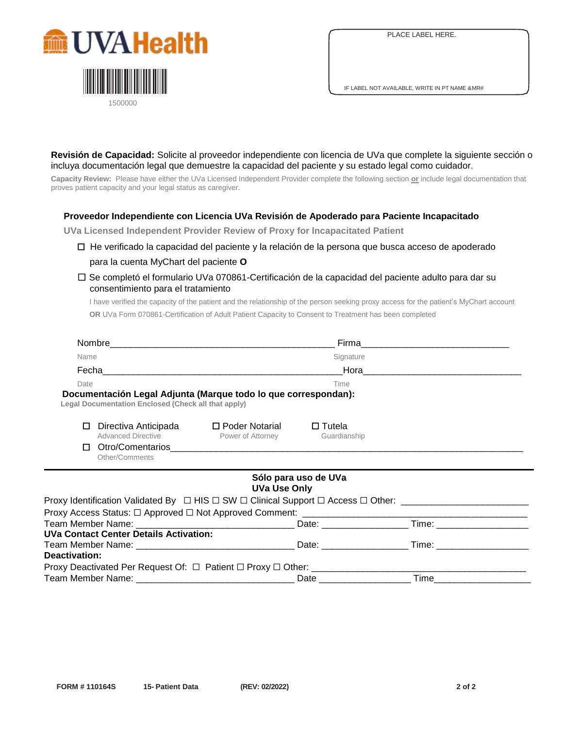UVAHealth

1500000

PLACE LABEL HERE.

IF LABEL NOT AVAILABLE, WRITE IN PT NAME &MR#

**Revisión de Capacidad:** Solicite al proveedor independiente con licencia de UVa que complete la siguiente sección o incluya documentación legal que demuestre la capacidad del paciente y su estado legal como cuidador.

**Capacity Review:** Please have either the UVa Licensed Independent Provider complete the following section **or** include legal documentation that proves patient capacity and your legal status as caregiver.

### Proveedor Independiente con Licencia UVa Revisión de Apoderado para Paciente Incapacitado

**UVa Licensed Independent Provider Review of Proxy for Incapacitated Patient**

- ☐ He verificado la capacidad del paciente y la relación de la persona que busca acceso de apoderado para la cuenta MyChart del paciente **O**
- ☐ Se completó el formulario UVa 070861-Certificación de la capacidad del paciente adulto para dar su consentimiento para el tratamiento

I have verified the capacity of the patient and the relationship of the person seeking proxy access for the patient's MyChart account **OR** UVa Form 070861-Certification of Adult Patient Capacity to Consent to Treatment has been completed

Nombre_____________________________________________ Firma_____________________________
Name Signature

Fecha_______________________________________________ Hora_______________________________
Date Time

**Documentación Legal Adjunta (Marque todo lo que correspondan):**
**Legal Documentation Enclosed (Check all that apply)**

☐ Directiva Anticipada (Advanced Directive) ☐ Poder Notarial (Power of Attorney) ☐ Tutela (Guardianship)

☐ Otro/Comentarios_____________________________________________________________________
Other/Comments

---

**Sólo para uso de UVa**
**UVa Use Only**

Proxy Identification Validated By ☐ HIS ☐ SW ☐ Clinical Support ☐ Access ☐ Other: ________________________

Proxy Access Status: ☐ Approved ☐ Not Approved Comment: ____________________________________________

Team Member Name: ______________________________ Date: ________________ Time: _________________

**UVa Contact Center Details Activation:**

Team Member Name: ______________________________ Date: ________________ Time: _________________

**Deactivation:**

Proxy Deactivated Per Request Of: ☐ Patient ☐ Proxy ☐ Other: __________________________________________

Team Member Name: ______________________________ Date _________________ Time__________________

**FORM # 110164S** **15- Patient Data** **(REV: 02/2022)**